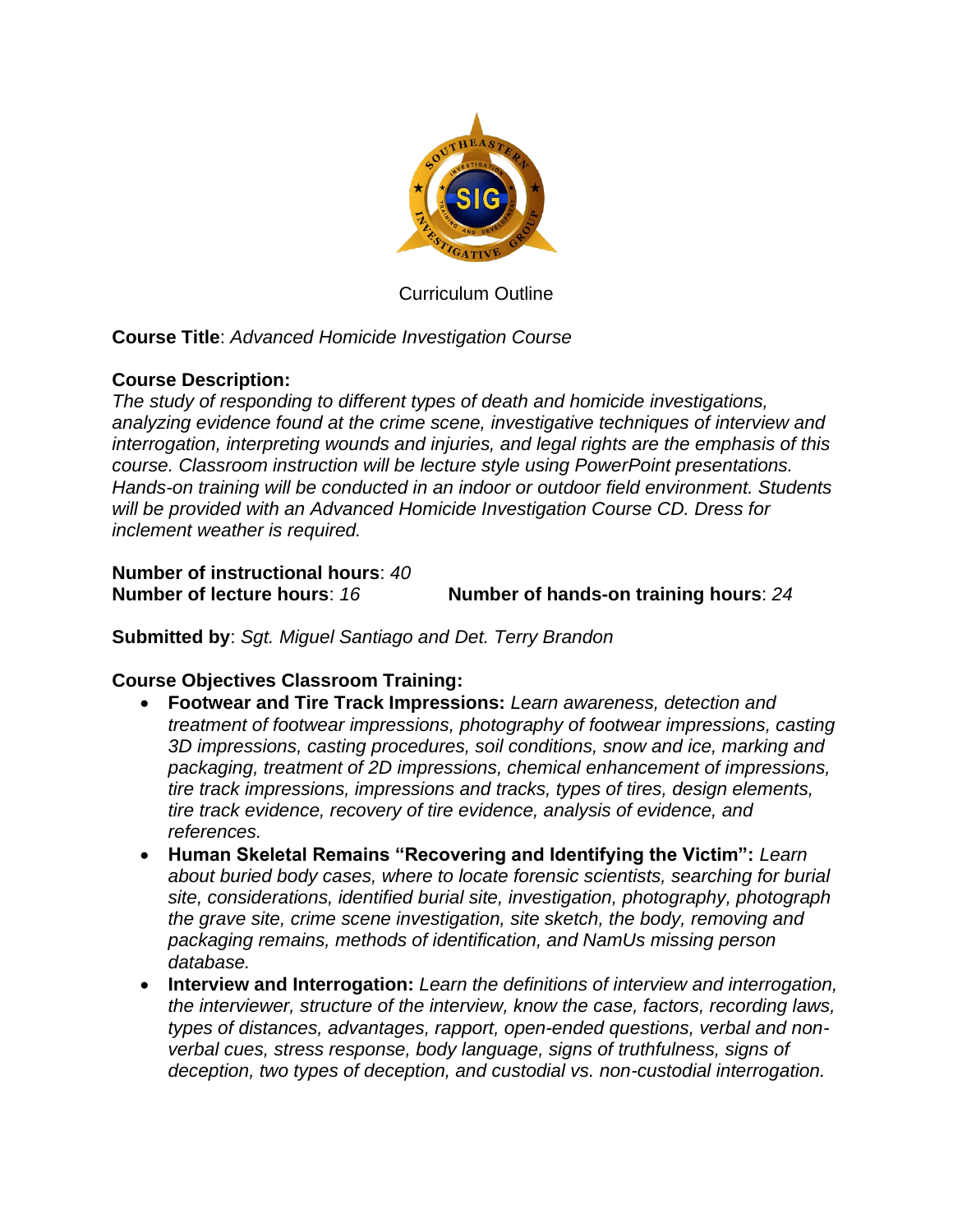Curriculum Outline

**Course Title**: *Advanced Homicide Investigation Course*

**Course Description:**
*The study of responding to different types of death and homicide investigations, analyzing evidence found at the crime scene, investigative techniques of interview and interrogation, interpreting wounds and injuries, and legal rights are the emphasis of this course. Classroom instruction will be lecture style using PowerPoint presentations. Hands-on training will be conducted in an indoor or outdoor field environment. Students will be provided with an Advanced Homicide Investigation Course CD. Dress for inclement weather is required.*

**Number of instructional hours**: *40*
**Number of lecture hours**: *16* **Number of hands-on training hours**: *24*

**Submitted by**: *Sgt. Miguel Santiago and Det. Terry Brandon*

**Course Objectives Classroom Training:**

- **Footwear and Tire Track Impressions:** *Learn awareness, detection and treatment of footwear impressions, photography of footwear impressions, casting 3D impressions, casting procedures, soil conditions, snow and ice, marking and packaging, treatment of 2D impressions, chemical enhancement of impressions, tire track impressions, impressions and tracks, types of tires, design elements, tire track evidence, recovery of tire evidence, analysis of evidence, and references.*
- **Human Skeletal Remains "Recovering and Identifying the Victim":** *Learn about buried body cases, where to locate forensic scientists, searching for burial site, considerations, identified burial site, investigation, photography, photograph the grave site, crime scene investigation, site sketch, the body, removing and packaging remains, methods of identification, and NamUs missing person database.*
- **Interview and Interrogation:** *Learn the definitions of interview and interrogation, the interviewer, structure of the interview, know the case, factors, recording laws, types of distances, advantages, rapport, open-ended questions, verbal and non-verbal cues, stress response, body language, signs of truthfulness, signs of deception, two types of deception, and custodial vs. non-custodial interrogation.*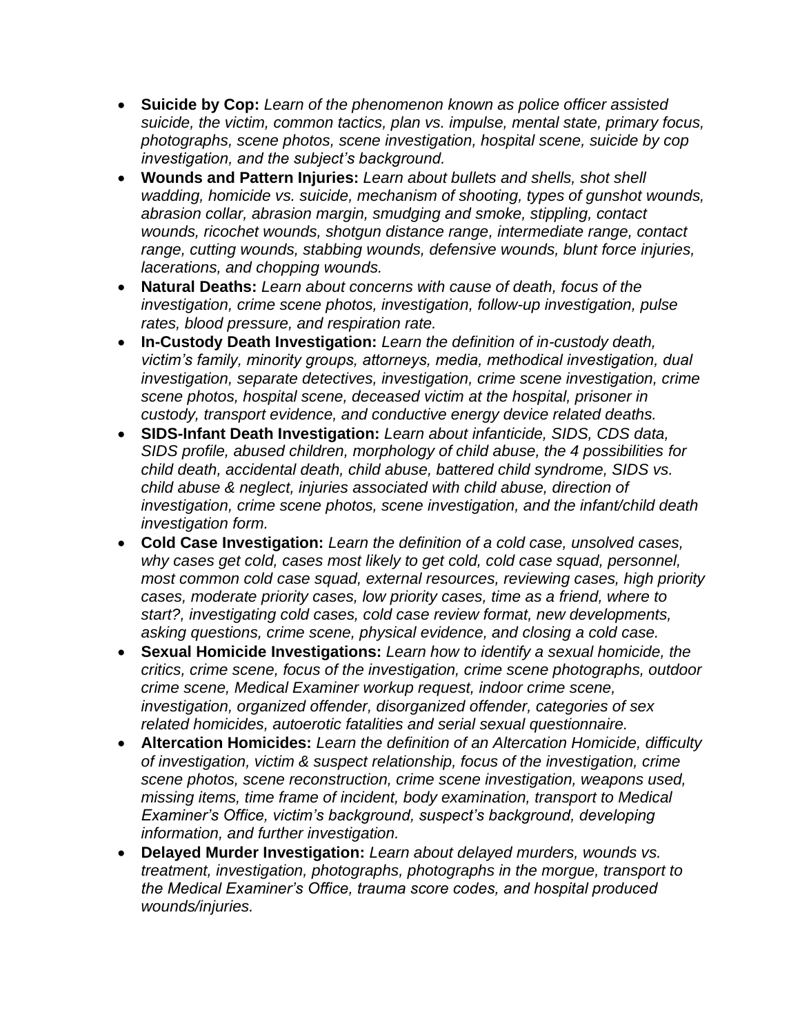- **Suicide by Cop:** *Learn of the phenomenon known as police officer assisted suicide, the victim, common tactics, plan vs. impulse, mental state, primary focus, photographs, scene photos, scene investigation, hospital scene, suicide by cop investigation, and the subject's background.*
- **Wounds and Pattern Injuries:** *Learn about bullets and shells, shot shell wadding, homicide vs. suicide, mechanism of shooting, types of gunshot wounds, abrasion collar, abrasion margin, smudging and smoke, stippling, contact wounds, ricochet wounds, shotgun distance range, intermediate range, contact range, cutting wounds, stabbing wounds, defensive wounds, blunt force injuries, lacerations, and chopping wounds.*
- **Natural Deaths:** *Learn about concerns with cause of death, focus of the investigation, crime scene photos, investigation, follow-up investigation, pulse rates, blood pressure, and respiration rate.*
- **In-Custody Death Investigation:** *Learn the definition of in-custody death, victim's family, minority groups, attorneys, media, methodical investigation, dual investigation, separate detectives, investigation, crime scene investigation, crime scene photos, hospital scene, deceased victim at the hospital, prisoner in custody, transport evidence, and conductive energy device related deaths.*
- **SIDS-Infant Death Investigation:** *Learn about infanticide, SIDS, CDS data, SIDS profile, abused children, morphology of child abuse, the 4 possibilities for child death, accidental death, child abuse, battered child syndrome, SIDS vs. child abuse & neglect, injuries associated with child abuse, direction of investigation, crime scene photos, scene investigation, and the infant/child death investigation form.*
- **Cold Case Investigation:** *Learn the definition of a cold case, unsolved cases, why cases get cold, cases most likely to get cold, cold case squad, personnel, most common cold case squad, external resources, reviewing cases, high priority cases, moderate priority cases, low priority cases, time as a friend, where to start?, investigating cold cases, cold case review format, new developments, asking questions, crime scene, physical evidence, and closing a cold case.*
- **Sexual Homicide Investigations:** *Learn how to identify a sexual homicide, the critics, crime scene, focus of the investigation, crime scene photographs, outdoor crime scene, Medical Examiner workup request, indoor crime scene, investigation, organized offender, disorganized offender, categories of sex related homicides, autoerotic fatalities and serial sexual questionnaire.*
- **Altercation Homicides:** *Learn the definition of an Altercation Homicide, difficulty of investigation, victim & suspect relationship, focus of the investigation, crime scene photos, scene reconstruction, crime scene investigation, weapons used, missing items, time frame of incident, body examination, transport to Medical Examiner's Office, victim's background, suspect's background, developing information, and further investigation.*
- **Delayed Murder Investigation:** *Learn about delayed murders, wounds vs. treatment, investigation, photographs, photographs in the morgue, transport to the Medical Examiner's Office, trauma score codes, and hospital produced wounds/injuries.*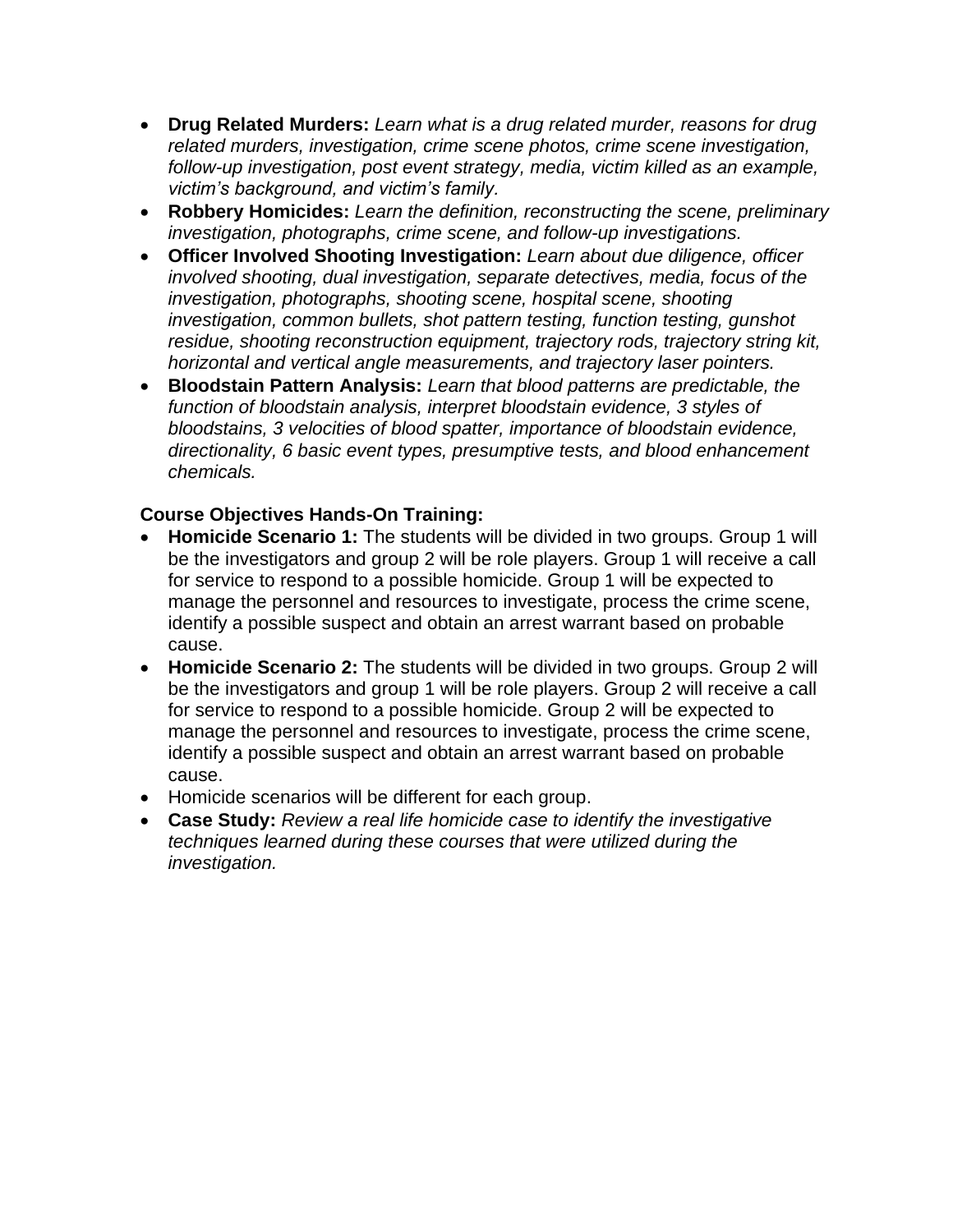- **Drug Related Murders:** *Learn what is a drug related murder, reasons for drug related murders, investigation, crime scene photos, crime scene investigation, follow-up investigation, post event strategy, media, victim killed as an example, victim's background, and victim's family.*
- **Robbery Homicides:** *Learn the definition, reconstructing the scene, preliminary investigation, photographs, crime scene, and follow-up investigations.*
- **Officer Involved Shooting Investigation:** *Learn about due diligence, officer involved shooting, dual investigation, separate detectives, media, focus of the investigation, photographs, shooting scene, hospital scene, shooting investigation, common bullets, shot pattern testing, function testing, gunshot residue, shooting reconstruction equipment, trajectory rods, trajectory string kit, horizontal and vertical angle measurements, and trajectory laser pointers.*
- **Bloodstain Pattern Analysis:** *Learn that blood patterns are predictable, the function of bloodstain analysis, interpret bloodstain evidence, 3 styles of bloodstains, 3 velocities of blood spatter, importance of bloodstain evidence, directionality, 6 basic event types, presumptive tests, and blood enhancement chemicals.*

**Course Objectives Hands-On Training:**

- **Homicide Scenario 1:** The students will be divided in two groups. Group 1 will be the investigators and group 2 will be role players. Group 1 will receive a call for service to respond to a possible homicide. Group 1 will be expected to manage the personnel and resources to investigate, process the crime scene, identify a possible suspect and obtain an arrest warrant based on probable cause.
- **Homicide Scenario 2:** The students will be divided in two groups. Group 2 will be the investigators and group 1 will be role players. Group 2 will receive a call for service to respond to a possible homicide. Group 2 will be expected to manage the personnel and resources to investigate, process the crime scene, identify a possible suspect and obtain an arrest warrant based on probable cause.
- Homicide scenarios will be different for each group.
- **Case Study:** *Review a real life homicide case to identify the investigative techniques learned during these courses that were utilized during the investigation.*